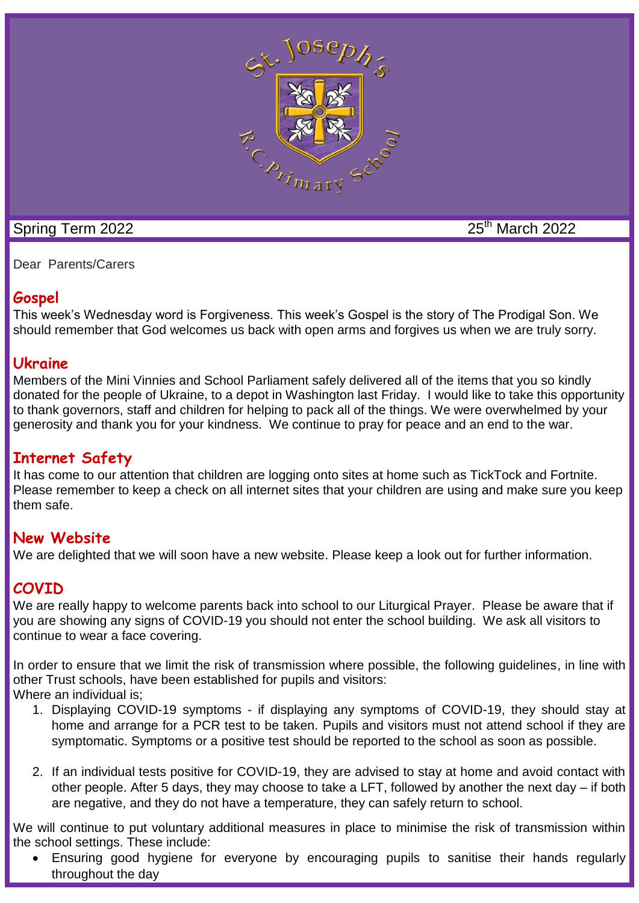# St. Joseph's R.C. Primary School

Spring Term 2022 — 25th March 2022

Dear Parents/Carers

## Gospel

This week's Wednesday word is Forgiveness. This week's Gospel is the story of The Prodigal Son. We should remember that God welcomes us back with open arms and forgives us when we are truly sorry.

## Ukraine

Members of the Mini Vinnies and School Parliament safely delivered all of the items that you so kindly donated for the people of Ukraine, to a depot in Washington last Friday. I would like to take this opportunity to thank governors, staff and children for helping to pack all of the things. We were overwhelmed by your generosity and thank you for your kindness. We continue to pray for peace and an end to the war.

## Internet Safety

It has come to our attention that children are logging onto sites at home such as TickTock and Fortnite. Please remember to keep a check on all internet sites that your children are using and make sure you keep them safe.

## New Website

We are delighted that we will soon have a new website. Please keep a look out for further information.

## COVID

We are really happy to welcome parents back into school to our Liturgical Prayer. Please be aware that if you are showing any signs of COVID-19 you should not enter the school building. We ask all visitors to continue to wear a face covering.

In order to ensure that we limit the risk of transmission where possible, the following guidelines, in line with other Trust schools, have been established for pupils and visitors:
Where an individual is;

1. Displaying COVID-19 symptoms - if displaying any symptoms of COVID-19, they should stay at home and arrange for a PCR test to be taken. Pupils and visitors must not attend school if they are symptomatic. Symptoms or a positive test should be reported to the school as soon as possible.

2. If an individual tests positive for COVID-19, they are advised to stay at home and avoid contact with other people. After 5 days, they may choose to take a LFT, followed by another the next day – if both are negative, and they do not have a temperature, they can safely return to school.

We will continue to put voluntary additional measures in place to minimise the risk of transmission within the school settings. These include:

- Ensuring good hygiene for everyone by encouraging pupils to sanitise their hands regularly throughout the day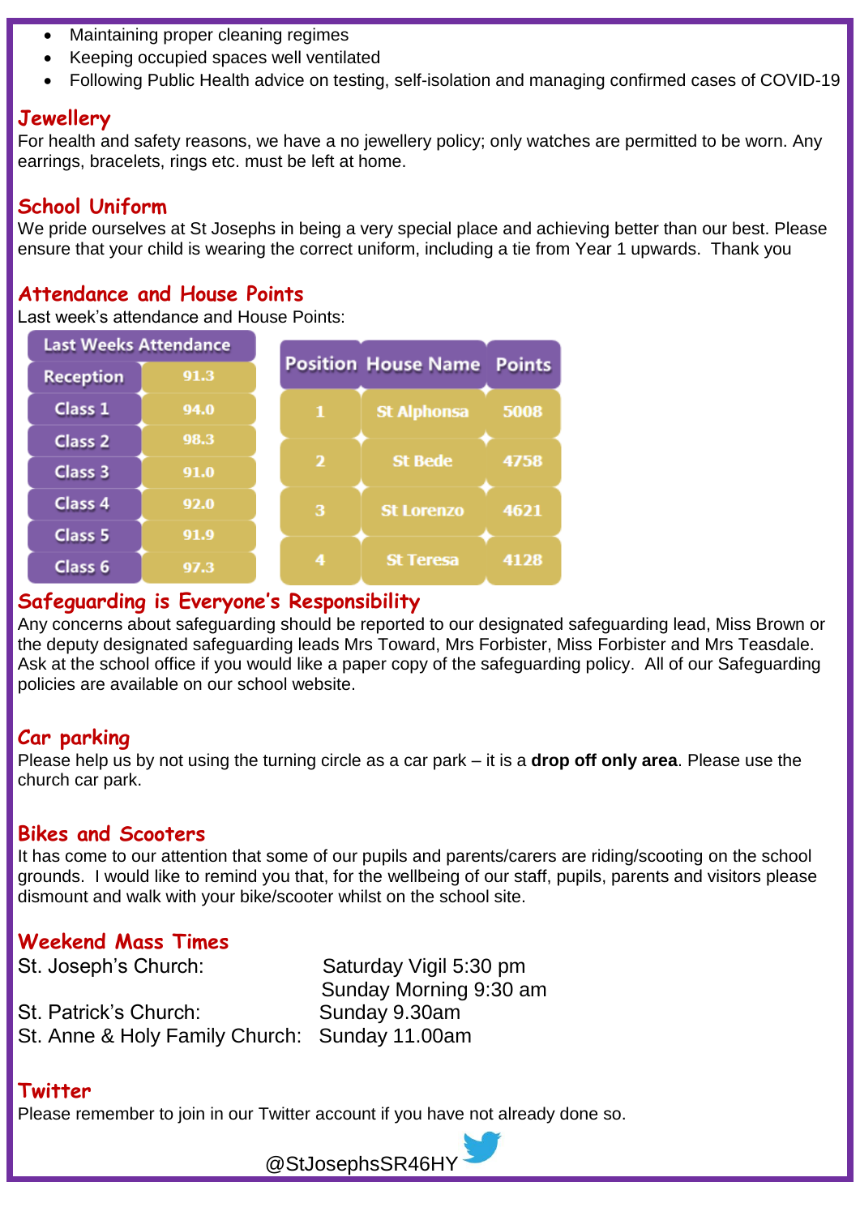- Maintaining proper cleaning regimes
- Keeping occupied spaces well ventilated
- Following Public Health advice on testing, self-isolation and managing confirmed cases of COVID-19

## Jewellery

For health and safety reasons, we have a no jewellery policy; only watches are permitted to be worn. Any earrings, bracelets, rings etc. must be left at home.

## School Uniform

We pride ourselves at St Josephs in being a very special place and achieving better than our best. Please ensure that your child is wearing the correct uniform, including a tie from Year 1 upwards. Thank you

## Attendance and House Points

Last week's attendance and House Points:

| Last Weeks Attendance | |
|---|---|
| Reception | 91.3 |
| Class 1 | 94.0 |
| Class 2 | 98.3 |
| Class 3 | 91.0 |
| Class 4 | 92.0 |
| Class 5 | 91.9 |
| Class 6 | 97.3 |

| Position | House Name | Points |
|---|---|---|
| 1 | St Alphonsa | 5008 |
| 2 | St Bede | 4758 |
| 3 | St Lorenzo | 4621 |
| 4 | St Teresa | 4128 |

## Safeguarding is Everyone's Responsibility

Any concerns about safeguarding should be reported to our designated safeguarding lead, Miss Brown or the deputy designated safeguarding leads Mrs Toward, Mrs Forbister, Miss Forbister and Mrs Teasdale. Ask at the school office if you would like a paper copy of the safeguarding policy. All of our Safeguarding policies are available on our school website.

## Car parking

Please help us by not using the turning circle as a car park – it is a **drop off only area**. Please use the church car park.

## Bikes and Scooters

It has come to our attention that some of our pupils and parents/carers are riding/scooting on the school grounds. I would like to remind you that, for the wellbeing of our staff, pupils, parents and visitors please dismount and walk with your bike/scooter whilst on the school site.

## Weekend Mass Times

| | |
|---|---|
| St. Joseph's Church: | Saturday Vigil 5:30 pm |
| | Sunday Morning 9:30 am |
| St. Patrick's Church: | Sunday 9.30am |
| St. Anne & Holy Family Church: | Sunday 11.00am |

## Twitter

Please remember to join in our Twitter account if you have not already done so.

@StJosephsSR46HY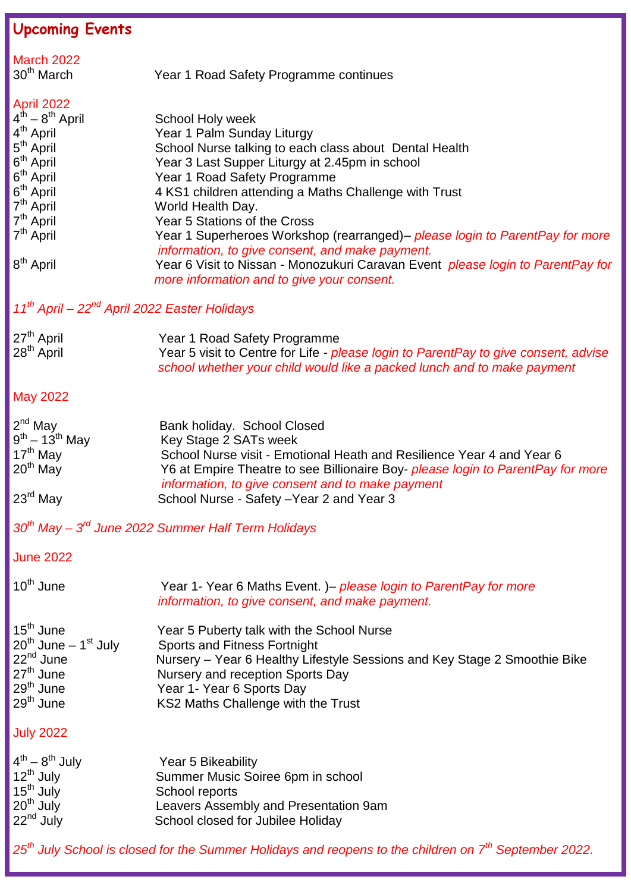## Upcoming Events

### March 2022

| | |
|---|---|
| 30th March | Year 1 Road Safety Programme continues |

### April 2022

| | |
|---|---|
| 4th – 8th April | School Holy week |
| 4th April | Year 1 Palm Sunday Liturgy |
| 5th April | School Nurse talking to each class about Dental Health |
| 6th April | Year 3 Last Supper Liturgy at 2.45pm in school |
| 6th April | Year 1 Road Safety Programme |
| 6th April | 4 KS1 children attending a Maths Challenge with Trust |
| 7th April | World Health Day. |
| 7th April | Year 5 Stations of the Cross |
| 7th April | Year 1 Superheroes Workshop (rearranged)– *please login to ParentPay for more information, to give consent, and make payment.* |
| 8th April | Year 6 Visit to Nissan - Monozukuri Caravan Event *please login to ParentPay for more information and to give your consent.* |

*11th April – 22nd April 2022 Easter Holidays*

| | |
|---|---|
| 27th April | Year 1 Road Safety Programme |
| 28th April | Year 5 visit to Centre for Life - *please login to ParentPay to give consent, advise school whether your child would like a packed lunch and to make payment* |

### May 2022

| | |
|---|---|
| 2nd May | Bank holiday. School Closed |
| 9th – 13th May | Key Stage 2 SATs week |
| 17th May | School Nurse visit - Emotional Heath and Resilience Year 4 and Year 6 |
| 20th May | Y6 at Empire Theatre to see Billionaire Boy- *please login to ParentPay for more information, to give consent and to make payment* |
| 23rd May | School Nurse - Safety –Year 2 and Year 3 |

*30th May – 3rd June 2022 Summer Half Term Holidays*

### June 2022

| | |
|---|---|
| 10th June | Year 1- Year 6 Maths Event. )– *please login to ParentPay for more information, to give consent, and make payment.* |
| 15th June | Year 5 Puberty talk with the School Nurse |
| 20th June – 1st July | Sports and Fitness Fortnight |
| 22nd June | Nursery – Year 6 Healthy Lifestyle Sessions and Key Stage 2 Smoothie Bike |
| 27th June | Nursery and reception Sports Day |
| 29th June | Year 1- Year 6 Sports Day |
| 29th June | KS2 Maths Challenge with the Trust |

### July 2022

| | |
|---|---|
| 4th – 8th July | Year 5 Bikeability |
| 12th July | Summer Music Soiree 6pm in school |
| 15th July | School reports |
| 20th July | Leavers Assembly and Presentation 9am |
| 22nd July | School closed for Jubilee Holiday |

*25th July School is closed for the Summer Holidays and reopens to the children on 7th September 2022.*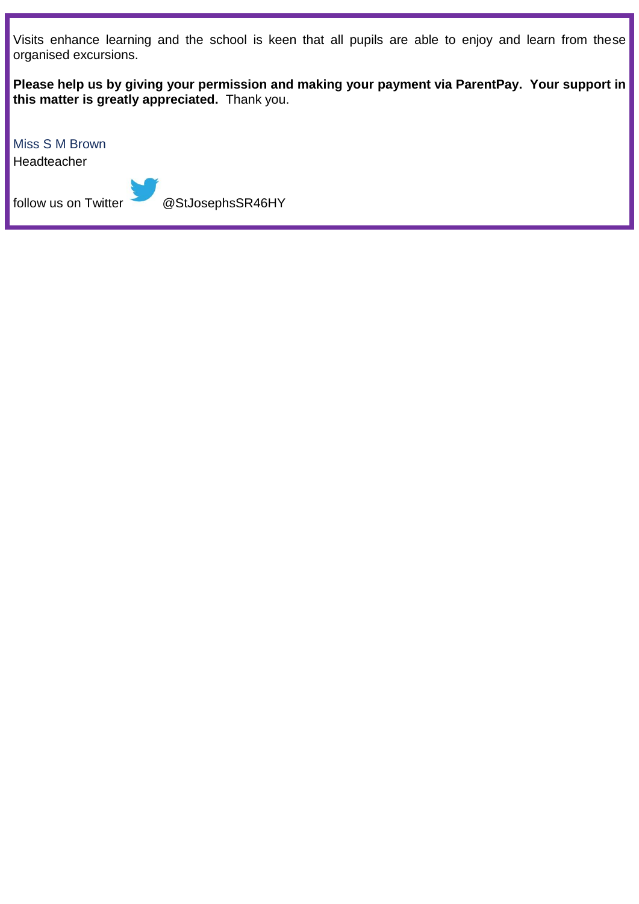Visits enhance learning and the school is keen that all pupils are able to enjoy and learn from these organised excursions.

**Please help us by giving your permission and making your payment via ParentPay. Your support in this matter is greatly appreciated.** Thank you.

Miss S M Brown
Headteacher

follow us on Twitter @StJosephsSR46HY